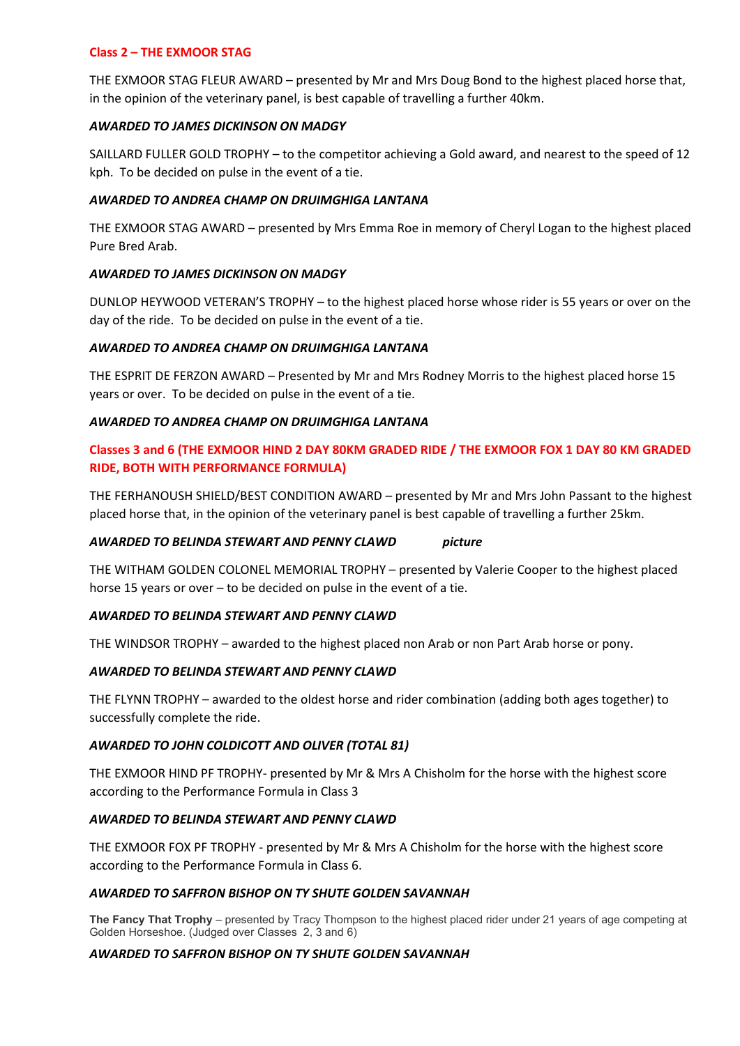## Class 2 – THE EXMOOR STAG

THE EXMOOR STAG FLEUR AWARD – presented by Mr and Mrs Doug Bond to the highest placed horse that, in the opinion of the veterinary panel, is best capable of travelling a further 40km.

***AWARDED TO JAMES DICKINSON ON MADGY***

SAILLARD FULLER GOLD TROPHY – to the competitor achieving a Gold award, and nearest to the speed of 12 kph. To be decided on pulse in the event of a tie.

***AWARDED TO ANDREA CHAMP ON DRUIMGHIGA LANTANA***

THE EXMOOR STAG AWARD – presented by Mrs Emma Roe in memory of Cheryl Logan to the highest placed Pure Bred Arab.

***AWARDED TO JAMES DICKINSON ON MADGY***

DUNLOP HEYWOOD VETERAN'S TROPHY – to the highest placed horse whose rider is 55 years or over on the day of the ride. To be decided on pulse in the event of a tie.

***AWARDED TO ANDREA CHAMP ON DRUIMGHIGA LANTANA***

THE ESPRIT DE FERZON AWARD – Presented by Mr and Mrs Rodney Morris to the highest placed horse 15 years or over. To be decided on pulse in the event of a tie.

***AWARDED TO ANDREA CHAMP ON DRUIMGHIGA LANTANA***

## Classes 3 and 6 (THE EXMOOR HIND 2 DAY 80KM GRADED RIDE / THE EXMOOR FOX 1 DAY 80 KM GRADED RIDE, BOTH WITH PERFORMANCE FORMULA)

THE FERHANOUSH SHIELD/BEST CONDITION AWARD – presented by Mr and Mrs John Passant to the highest placed horse that, in the opinion of the veterinary panel is best capable of travelling a further 25km.

***AWARDED TO BELINDA STEWART AND PENNY CLAWD*** ***picture***

THE WITHAM GOLDEN COLONEL MEMORIAL TROPHY – presented by Valerie Cooper to the highest placed horse 15 years or over – to be decided on pulse in the event of a tie.

***AWARDED TO BELINDA STEWART AND PENNY CLAWD***

THE WINDSOR TROPHY – awarded to the highest placed non Arab or non Part Arab horse or pony.

***AWARDED TO BELINDA STEWART AND PENNY CLAWD***

THE FLYNN TROPHY – awarded to the oldest horse and rider combination (adding both ages together) to successfully complete the ride.

***AWARDED TO JOHN COLDICOTT AND OLIVER (TOTAL 81)***

THE EXMOOR HIND PF TROPHY- presented by Mr & Mrs A Chisholm for the horse with the highest score according to the Performance Formula in Class 3

***AWARDED TO BELINDA STEWART AND PENNY CLAWD***

THE EXMOOR FOX PF TROPHY - presented by Mr & Mrs A Chisholm for the horse with the highest score according to the Performance Formula in Class 6.

***AWARDED TO SAFFRON BISHOP ON TY SHUTE GOLDEN SAVANNAH***

**The Fancy That Trophy** – presented by Tracy Thompson to the highest placed rider under 21 years of age competing at Golden Horseshoe. (Judged over Classes 2, 3 and 6)

***AWARDED TO SAFFRON BISHOP ON TY SHUTE GOLDEN SAVANNAH***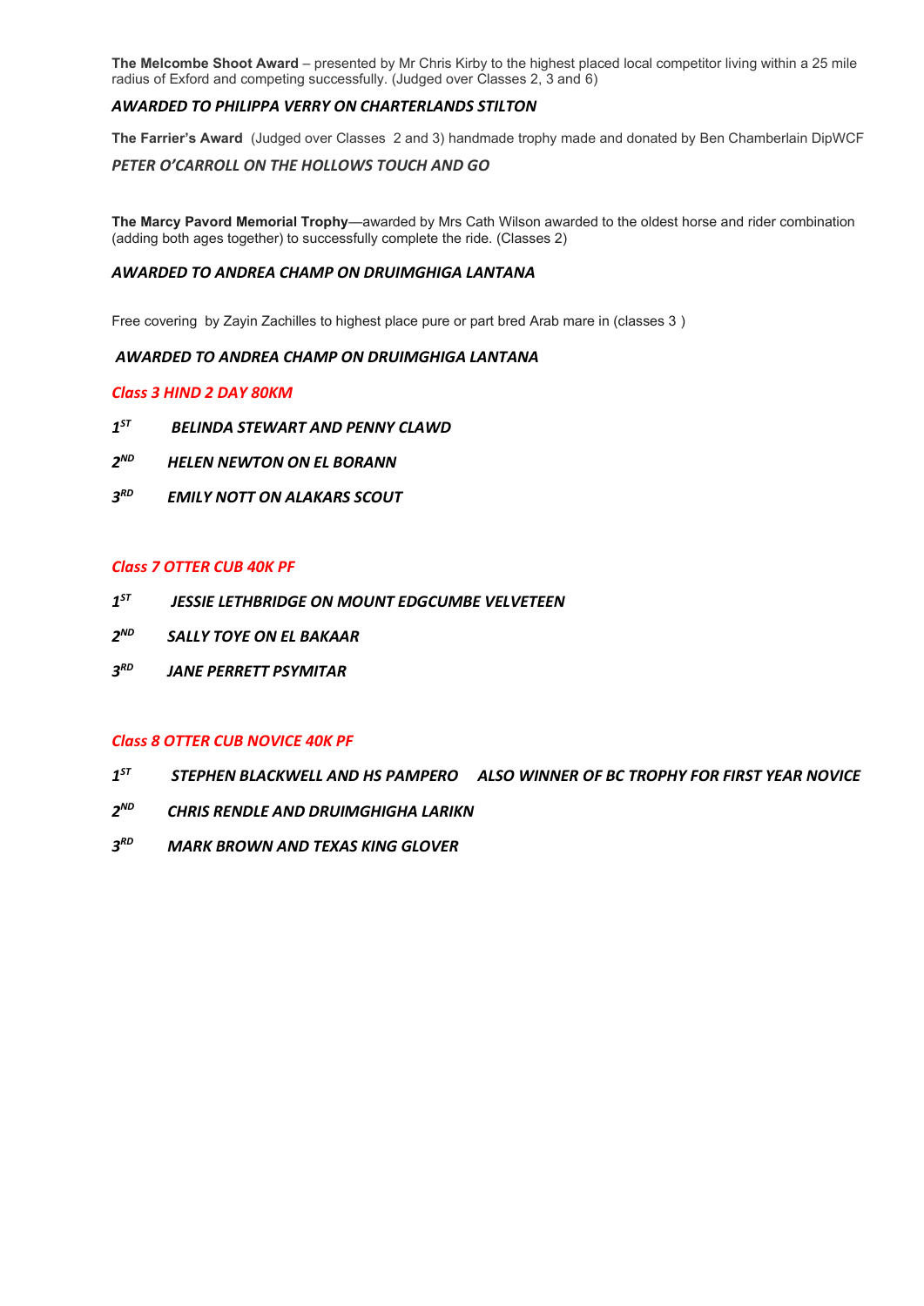**The Melcombe Shoot Award** – presented by Mr Chris Kirby to the highest placed local competitor living within a 25 mile radius of Exford and competing successfully. (Judged over Classes 2, 3 and 6)

***AWARDED TO PHILIPPA VERRY ON CHARTERLANDS STILTON***

**The Farrier's Award** (Judged over Classes 2 and 3) handmade trophy made and donated by Ben Chamberlain DipWCF

***PETER O'CARROLL ON THE HOLLOWS TOUCH AND GO***

**The Marcy Pavord Memorial Trophy**—awarded by Mrs Cath Wilson awarded to the oldest horse and rider combination (adding both ages together) to successfully complete the ride. (Classes 2)

***AWARDED TO ANDREA CHAMP ON DRUIMGHIGA LANTANA***

Free covering by Zayin Zachilles to highest place pure or part bred Arab mare in (classes 3 )

***AWARDED TO ANDREA CHAMP ON DRUIMGHIGA LANTANA***

### *Class 3 HIND 2 DAY 80KM*

- ***1ST BELINDA STEWART AND PENNY CLAWD***
- ***2ND HELEN NEWTON ON EL BORANN***
- ***3RD EMILY NOTT ON ALAKARS SCOUT***

### *Class 7 OTTER CUB 40K PF*

- ***1ST JESSIE LETHBRIDGE ON MOUNT EDGCUMBE VELVETEEN***
- ***2ND SALLY TOYE ON EL BAKAAR***
- ***3RD JANE PERRETT PSYMITAR***

### *Class 8 OTTER CUB NOVICE 40K PF*

- ***1ST STEPHEN BLACKWELL AND HS PAMPERO ALSO WINNER OF BC TROPHY FOR FIRST YEAR NOVICE***
- ***2ND CHRIS RENDLE AND DRUIMGHIGHA LARIKN***
- ***3RD MARK BROWN AND TEXAS KING GLOVER***